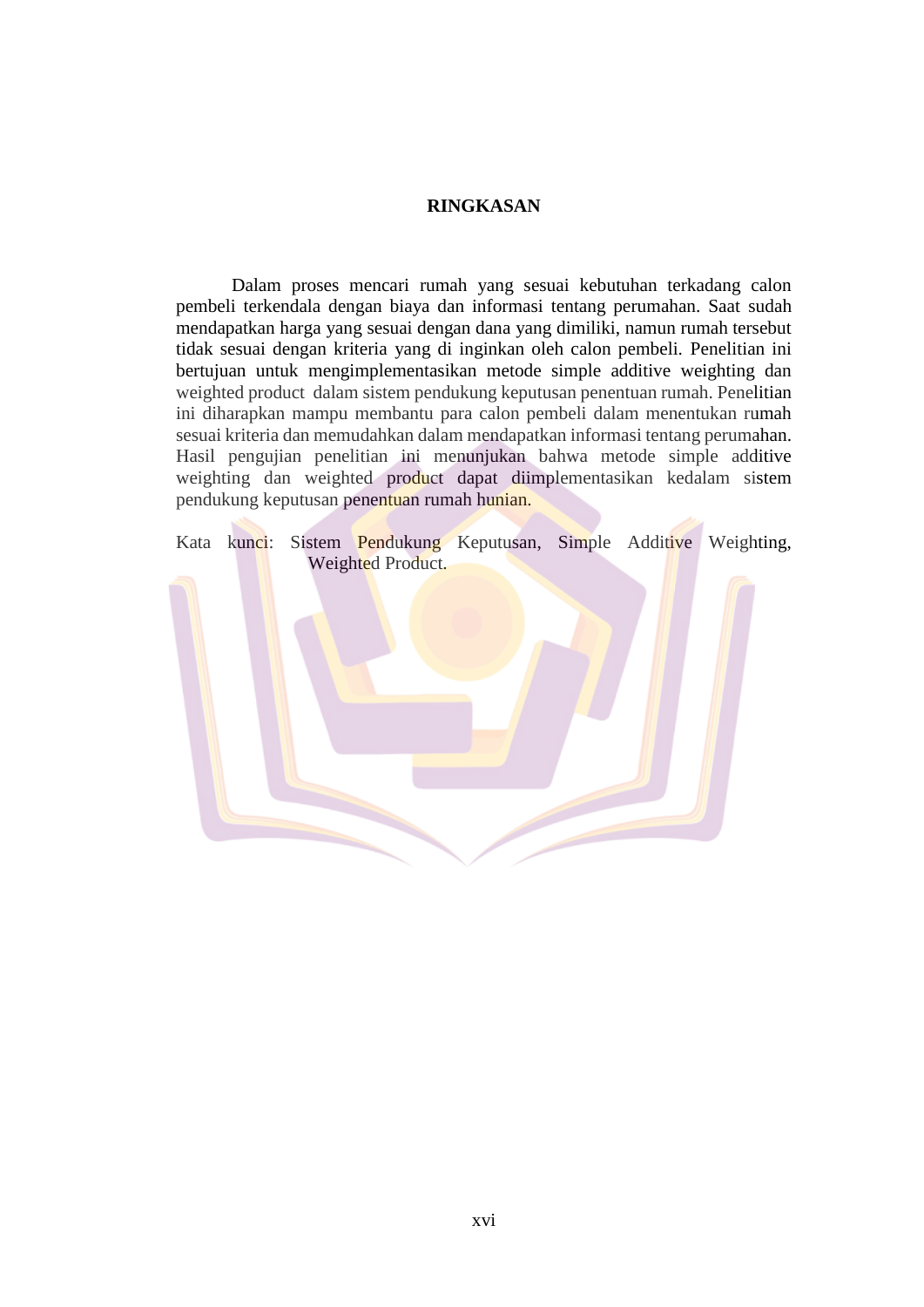# RINGKASAN

Dalam proses mencari rumah yang sesuai kebutuhan terkadang calon pembeli terkendala dengan biaya dan informasi tentang perumahan. Saat sudah mendapatkan harga yang sesuai dengan dana yang dimiliki, namun rumah tersebut tidak sesuai dengan kriteria yang di inginkan oleh calon pembeli. Penelitian ini bertujuan untuk mengimplementasikan metode simple additive weighting dan weighted product dalam sistem pendukung keputusan penentuan rumah. Penelitian ini diharapkan mampu membantu para calon pembeli dalam menentukan rumah sesuai kriteria dan memudahkan dalam mendapatkan informasi tentang perumahan. Hasil pengujian penelitian ini menunjukan bahwa metode simple additive weighting dan weighted product dapat diimplementasikan kedalam sistem pendukung keputusan penentuan rumah hunian.

Kata kunci: Sistem Pendukung Keputusan, Simple Additive Weighting, Weighted Product.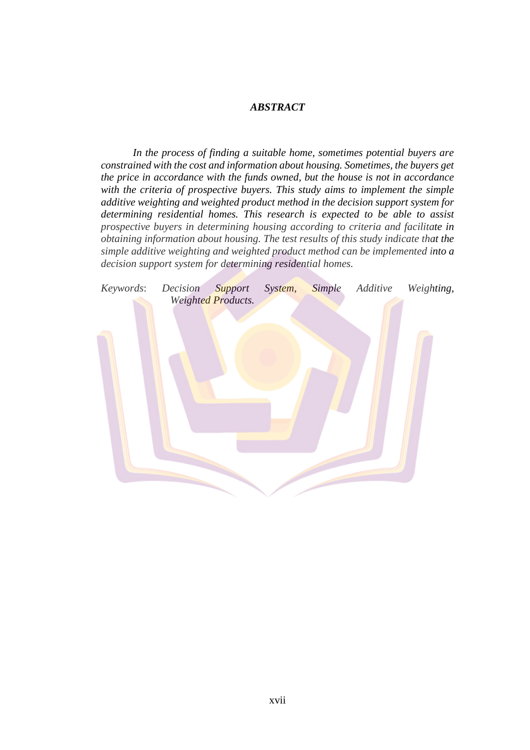# *ABSTRACT*

*In the process of finding a suitable home, sometimes potential buyers are constrained with the cost and information about housing. Sometimes, the buyers get the price in accordance with the funds owned, but the house is not in accordance with the criteria of prospective buyers. This study aims to implement the simple additive weighting and weighted product method in the decision support system for determining residential homes. This research is expected to be able to assist prospective buyers in determining housing according to criteria and facilitate in obtaining information about housing. The test results of this study indicate that the simple additive weighting and weighted product method can be implemented into a decision support system for determining residential homes.*

*Keywords*: *Decision Support System, Simple Additive Weighting, Weighted Products.*